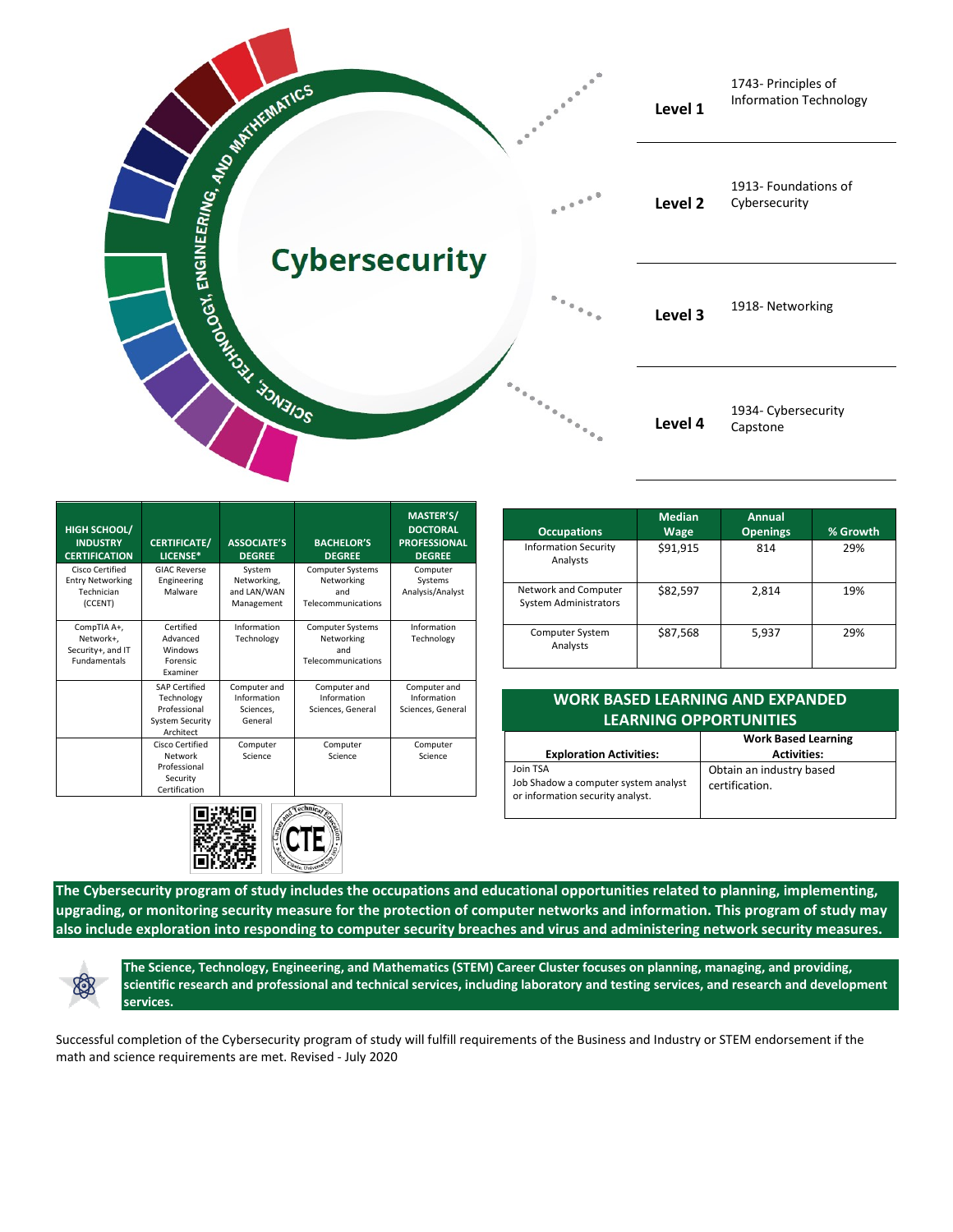# Cybersecurity

SCIENCE, TECHNOLOGY, ENGINEERING, AND MATHEMATICS

| Level | Course |
|---|---|
| Level 1 | 1743- Principles of Information Technology |
| Level 2 | 1913- Foundations of Cybersecurity |
| Level 3 | 1918- Networking |
| Level 4 | 1934- Cybersecurity Capstone |

| HIGH SCHOOL/ INDUSTRY CERTIFICATION | CERTIFICATE/ LICENSE* | ASSOCIATE'S DEGREE | BACHELOR'S DEGREE | MASTER'S/ DOCTORAL PROFESSIONAL DEGREE |
|---|---|---|---|---|
| Cisco Certified Entry Networking Technician (CCENT) | GIAC Reverse Engineering Malware | System Networking, and LAN/WAN Management | Computer Systems Networking and Telecommunications | Computer Systems Analysis/Analyst |
| CompTIA A+, Network+, Security+, and IT Fundamentals | Certified Advanced Windows Forensic Examiner | Information Technology | Computer Systems Networking and Telecommunications | Information Technology |
| | SAP Certified Technology Professional System Security Architect | Computer and Information Sciences, General | Computer and Information Sciences, General | Computer and Information Sciences, General |
| | Cisco Certified Network Professional Security Certification | Computer Science | Computer Science | Computer Science |

| Occupations | Median Wage | Annual Openings | % Growth |
|---|---|---|---|
| Information Security Analysts | $91,915 | 814 | 29% |
| Network and Computer System Administrators | $82,597 | 2,814 | 19% |
| Computer System Analysts | $87,568 | 5,937 | 29% |

## WORK BASED LEARNING AND EXPANDED LEARNING OPPORTUNITIES

| Exploration Activities: | Work Based Learning Activities: |
|---|---|
| Join TSA<br>Job Shadow a computer system analyst or information security analyst. | Obtain an industry based certification. |

**The Cybersecurity program of study includes the occupations and educational opportunities related to planning, implementing, upgrading, or monitoring security measure for the protection of computer networks and information. This program of study may also include exploration into responding to computer security breaches and virus and administering network security measures.**

**The Science, Technology, Engineering, and Mathematics (STEM) Career Cluster focuses on planning, managing, and providing, scientific research and professional and technical services, including laboratory and testing services, and research and development services.**

Successful completion of the Cybersecurity program of study will fulfill requirements of the Business and Industry or STEM endorsement if the math and science requirements are met. Revised - July 2020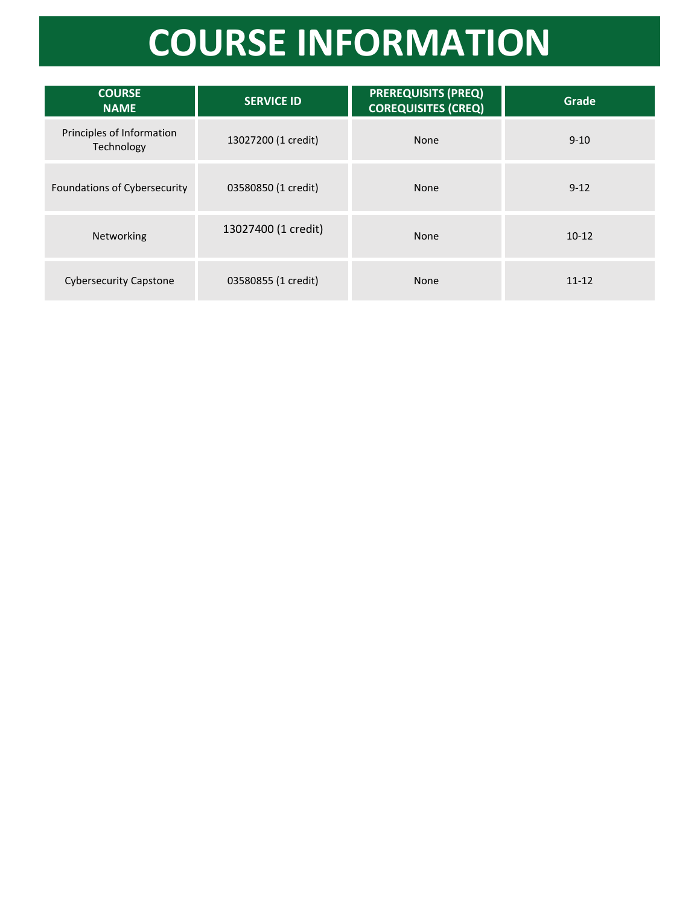# COURSE INFORMATION

| COURSE NAME | SERVICE ID | PREREQUISITS (PREQ) COREQUISITES (CREQ) | Grade |
|---|---|---|---|
| Principles of Information Technology | 13027200 (1 credit) | None | 9-10 |
| Foundations of Cybersecurity | 03580850 (1 credit) | None | 9-12 |
| Networking | 13027400 (1 credit) | None | 10-12 |
| Cybersecurity Capstone | 03580855 (1 credit) | None | 11-12 |